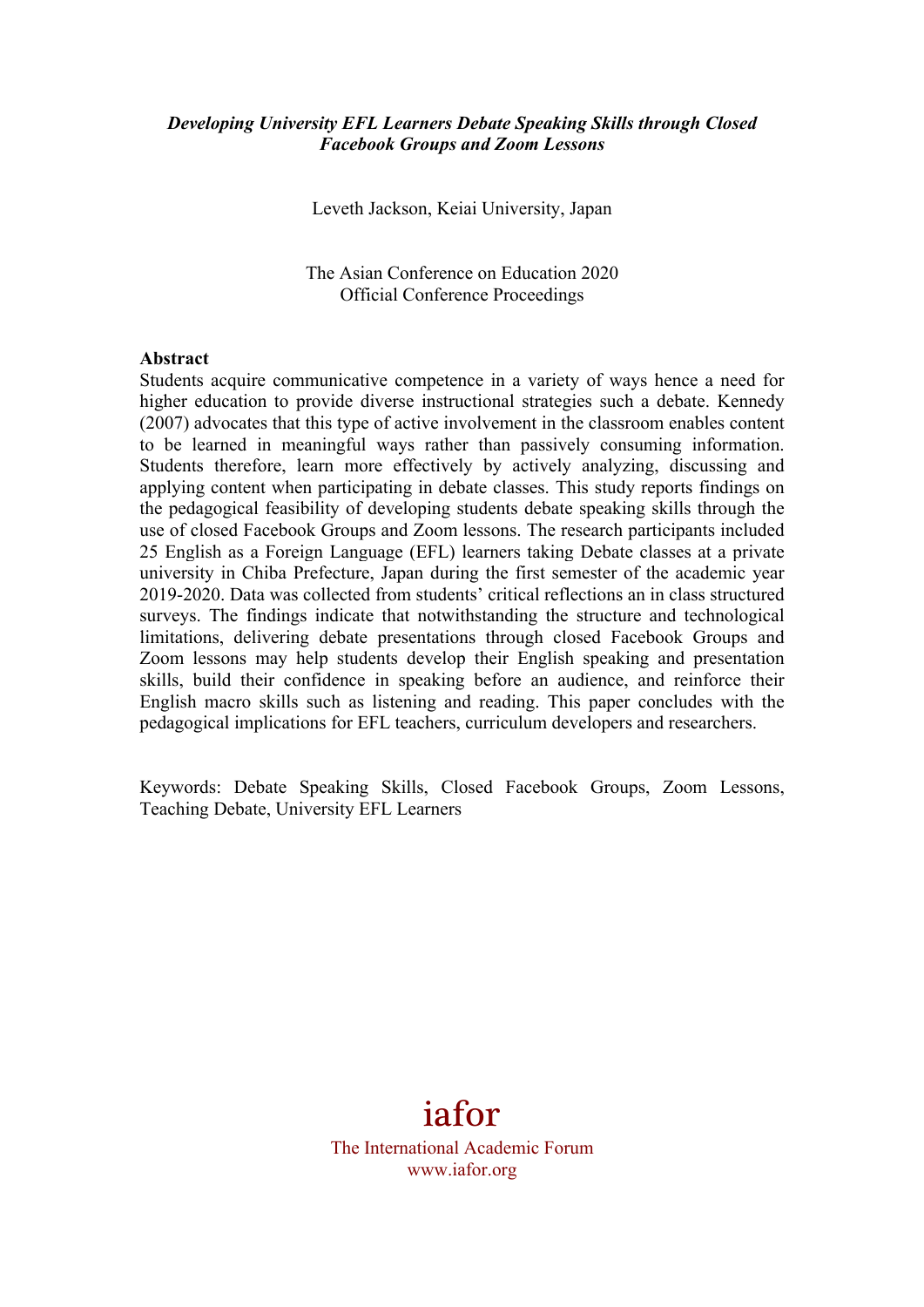***Developing University EFL Learners Debate Speaking Skills through Closed Facebook Groups and Zoom Lessons***

Leveth Jackson, Keiai University, Japan

The Asian Conference on Education 2020
Official Conference Proceedings

**Abstract**

Students acquire communicative competence in a variety of ways hence a need for higher education to provide diverse instructional strategies such a debate. Kennedy (2007) advocates that this type of active involvement in the classroom enables content to be learned in meaningful ways rather than passively consuming information. Students therefore, learn more effectively by actively analyzing, discussing and applying content when participating in debate classes. This study reports findings on the pedagogical feasibility of developing students debate speaking skills through the use of closed Facebook Groups and Zoom lessons. The research participants included 25 English as a Foreign Language (EFL) learners taking Debate classes at a private university in Chiba Prefecture, Japan during the first semester of the academic year 2019-2020. Data was collected from students' critical reflections an in class structured surveys. The findings indicate that notwithstanding the structure and technological limitations, delivering debate presentations through closed Facebook Groups and Zoom lessons may help students develop their English speaking and presentation skills, build their confidence in speaking before an audience, and reinforce their English macro skills such as listening and reading. This paper concludes with the pedagogical implications for EFL teachers, curriculum developers and researchers.

Keywords: Debate Speaking Skills, Closed Facebook Groups, Zoom Lessons, Teaching Debate, University EFL Learners

iafor

The International Academic Forum
www.iafor.org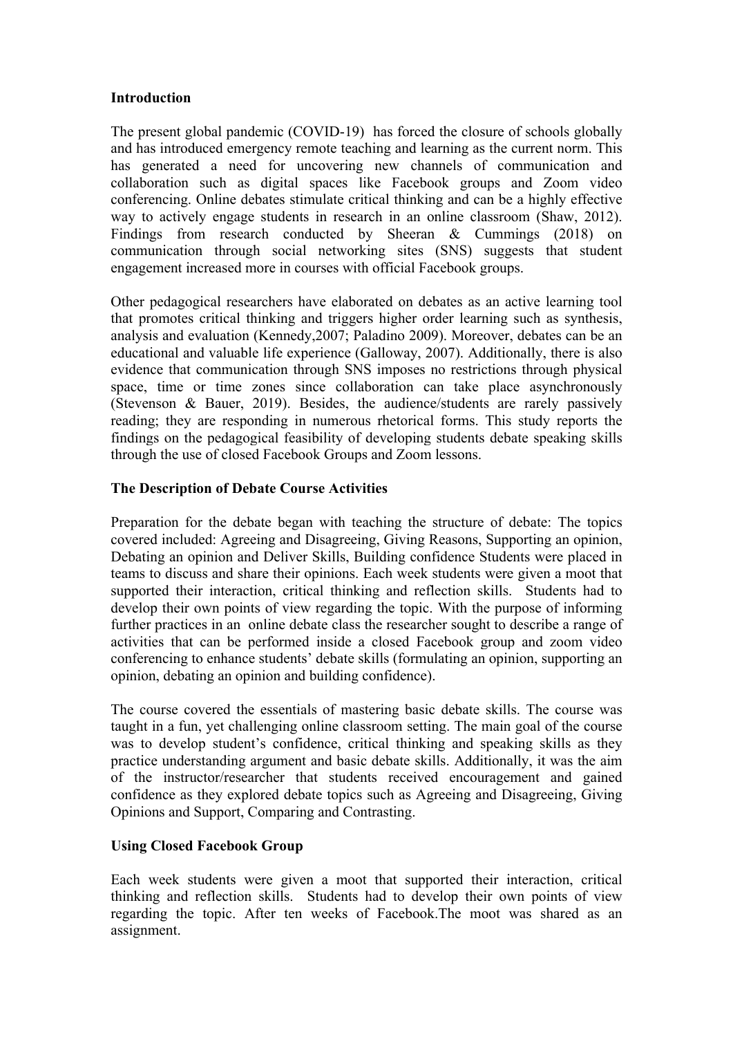**Introduction**

The present global pandemic (COVID-19) has forced the closure of schools globally and has introduced emergency remote teaching and learning as the current norm. This has generated a need for uncovering new channels of communication and collaboration such as digital spaces like Facebook groups and Zoom video conferencing. Online debates stimulate critical thinking and can be a highly effective way to actively engage students in research in an online classroom (Shaw, 2012). Findings from research conducted by Sheeran & Cummings (2018) on communication through social networking sites (SNS) suggests that student engagement increased more in courses with official Facebook groups.

Other pedagogical researchers have elaborated on debates as an active learning tool that promotes critical thinking and triggers higher order learning such as synthesis, analysis and evaluation (Kennedy,2007; Paladino 2009). Moreover, debates can be an educational and valuable life experience (Galloway, 2007). Additionally, there is also evidence that communication through SNS imposes no restrictions through physical space, time or time zones since collaboration can take place asynchronously (Stevenson & Bauer, 2019). Besides, the audience/students are rarely passively reading; they are responding in numerous rhetorical forms. This study reports the findings on the pedagogical feasibility of developing students debate speaking skills through the use of closed Facebook Groups and Zoom lessons.

**The Description of Debate Course Activities**

Preparation for the debate began with teaching the structure of debate: The topics covered included: Agreeing and Disagreeing, Giving Reasons, Supporting an opinion, Debating an opinion and Deliver Skills, Building confidence Students were placed in teams to discuss and share their opinions. Each week students were given a moot that supported their interaction, critical thinking and reflection skills. Students had to develop their own points of view regarding the topic. With the purpose of informing further practices in an online debate class the researcher sought to describe a range of activities that can be performed inside a closed Facebook group and zoom video conferencing to enhance students' debate skills (formulating an opinion, supporting an opinion, debating an opinion and building confidence).

The course covered the essentials of mastering basic debate skills. The course was taught in a fun, yet challenging online classroom setting. The main goal of the course was to develop student's confidence, critical thinking and speaking skills as they practice understanding argument and basic debate skills. Additionally, it was the aim of the instructor/researcher that students received encouragement and gained confidence as they explored debate topics such as Agreeing and Disagreeing, Giving Opinions and Support, Comparing and Contrasting.

**Using Closed Facebook Group**

Each week students were given a moot that supported their interaction, critical thinking and reflection skills. Students had to develop their own points of view regarding the topic. After ten weeks of Facebook.The moot was shared as an assignment.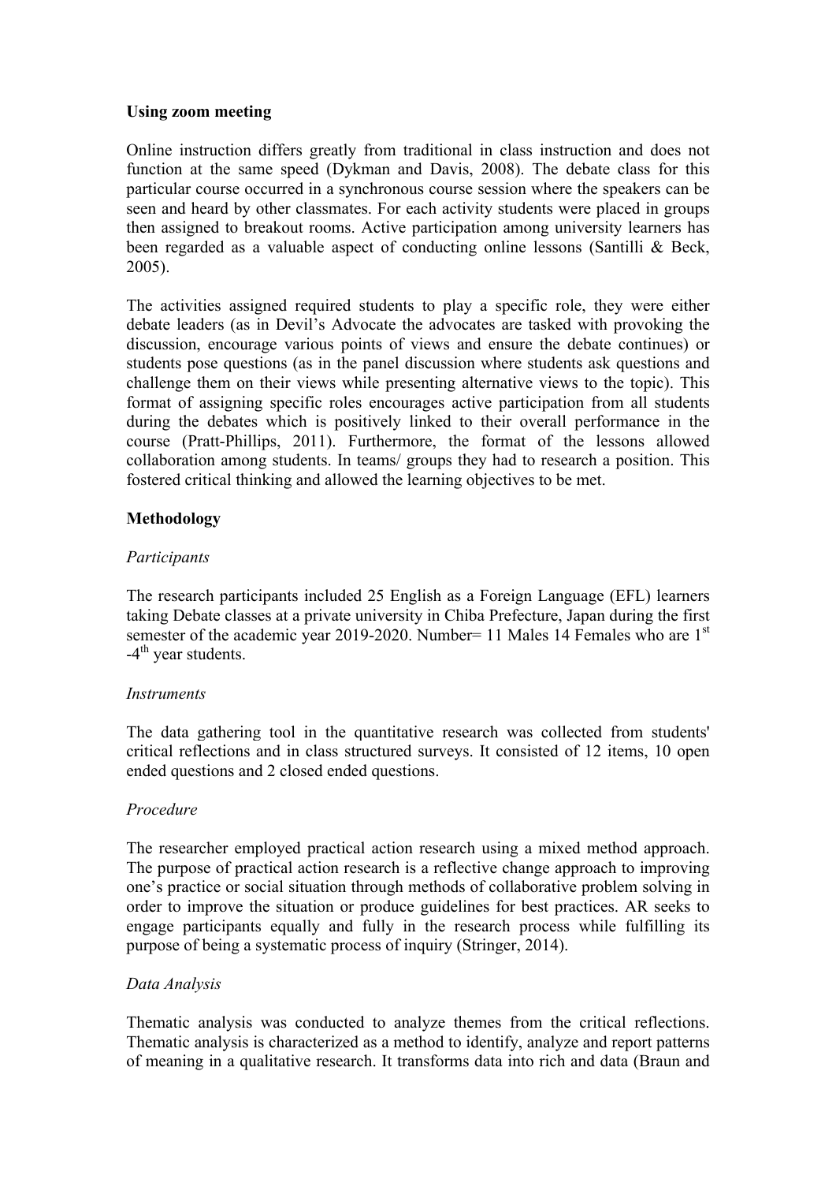**Using zoom meeting**

Online instruction differs greatly from traditional in class instruction and does not function at the same speed (Dykman and Davis, 2008). The debate class for this particular course occurred in a synchronous course session where the speakers can be seen and heard by other classmates. For each activity students were placed in groups then assigned to breakout rooms. Active participation among university learners has been regarded as a valuable aspect of conducting online lessons (Santilli & Beck, 2005).

The activities assigned required students to play a specific role, they were either debate leaders (as in Devil's Advocate the advocates are tasked with provoking the discussion, encourage various points of views and ensure the debate continues) or students pose questions (as in the panel discussion where students ask questions and challenge them on their views while presenting alternative views to the topic). This format of assigning specific roles encourages active participation from all students during the debates which is positively linked to their overall performance in the course (Pratt-Phillips, 2011). Furthermore, the format of the lessons allowed collaboration among students. In teams/ groups they had to research a position. This fostered critical thinking and allowed the learning objectives to be met.

**Methodology**

*Participants*

The research participants included 25 English as a Foreign Language (EFL) learners taking Debate classes at a private university in Chiba Prefecture, Japan during the first semester of the academic year 2019-2020. Number= 11 Males 14 Females who are 1st -4th year students.

*Instruments*

The data gathering tool in the quantitative research was collected from students' critical reflections and in class structured surveys. It consisted of 12 items, 10 open ended questions and 2 closed ended questions.

*Procedure*

The researcher employed practical action research using a mixed method approach. The purpose of practical action research is a reflective change approach to improving one's practice or social situation through methods of collaborative problem solving in order to improve the situation or produce guidelines for best practices. AR seeks to engage participants equally and fully in the research process while fulfilling its purpose of being a systematic process of inquiry (Stringer, 2014).

*Data Analysis*

Thematic analysis was conducted to analyze themes from the critical reflections. Thematic analysis is characterized as a method to identify, analyze and report patterns of meaning in a qualitative research. It transforms data into rich and data (Braun and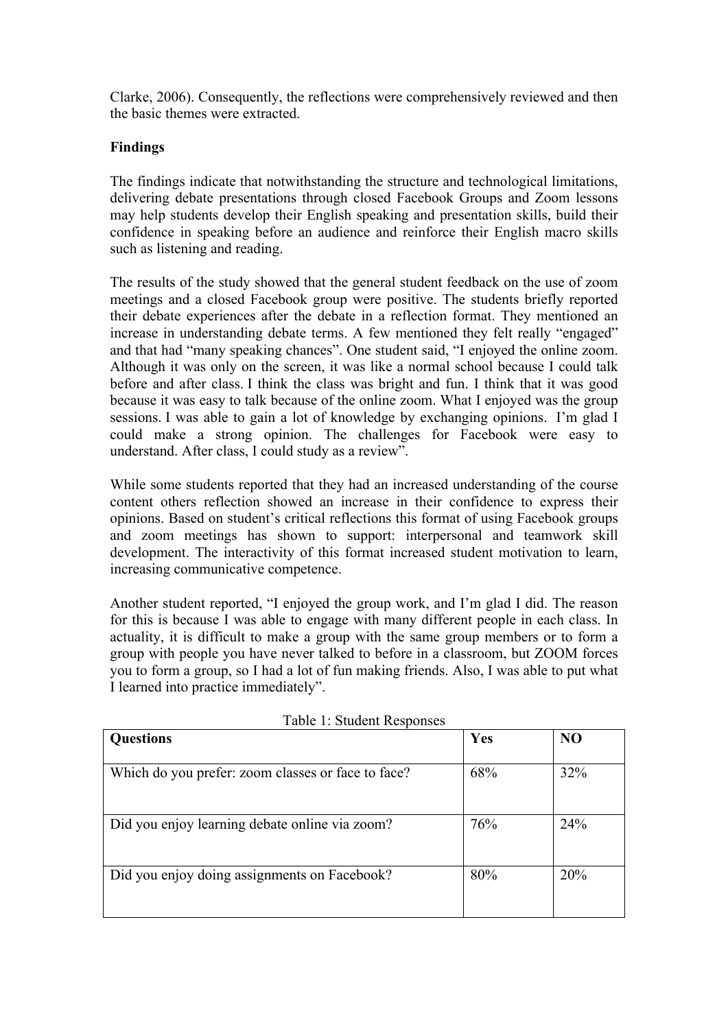Clarke, 2006). Consequently, the reflections were comprehensively reviewed and then the basic themes were extracted.

**Findings**

The findings indicate that notwithstanding the structure and technological limitations, delivering debate presentations through closed Facebook Groups and Zoom lessons may help students develop their English speaking and presentation skills, build their confidence in speaking before an audience and reinforce their English macro skills such as listening and reading.

The results of the study showed that the general student feedback on the use of zoom meetings and a closed Facebook group were positive. The students briefly reported their debate experiences after the debate in a reflection format. They mentioned an increase in understanding debate terms. A few mentioned they felt really "engaged" and that had "many speaking chances". One student said, "I enjoyed the online zoom. Although it was only on the screen, it was like a normal school because I could talk before and after class. I think the class was bright and fun. I think that it was good because it was easy to talk because of the online zoom. What I enjoyed was the group sessions. I was able to gain a lot of knowledge by exchanging opinions. I'm glad I could make a strong opinion. The challenges for Facebook were easy to understand. After class, I could study as a review".

While some students reported that they had an increased understanding of the course content others reflection showed an increase in their confidence to express their opinions. Based on student's critical reflections this format of using Facebook groups and zoom meetings has shown to support: interpersonal and teamwork skill development. The interactivity of this format increased student motivation to learn, increasing communicative competence.

Another student reported, "I enjoyed the group work, and I'm glad I did. The reason for this is because I was able to engage with many different people in each class. In actuality, it is difficult to make a group with the same group members or to form a group with people you have never talked to before in a classroom, but ZOOM forces you to form a group, so I had a lot of fun making friends. Also, I was able to put what I learned into practice immediately".

Table 1: Student Responses

| **Questions** | **Yes** | **NO** |
|---|---|---|
| Which do you prefer: zoom classes or face to face? | 68% | 32% |
| Did you enjoy learning debate online via zoom? | 76% | 24% |
| Did you enjoy doing assignments on Facebook? | 80% | 20% |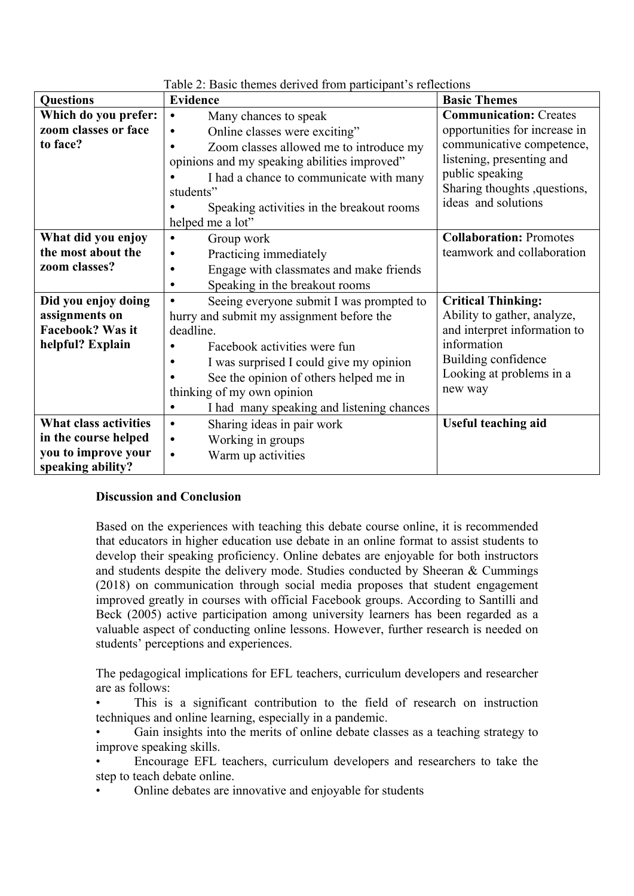Table 2: Basic themes derived from participant's reflections

| Questions | Evidence | Basic Themes |
|---|---|---|
| **Which do you prefer: zoom classes or face to face?** | • Many chances to speak<br>• Online classes were exciting"<br>• Zoom classes allowed me to introduce my opinions and my speaking abilities improved"<br>• I had a chance to communicate with many students"<br>• Speaking activities in the breakout rooms helped me a lot" | **Communication:** Creates opportunities for increase in communicative competence, listening, presenting and public speaking<br>Sharing thoughts ,questions, ideas and solutions |
| **What did you enjoy the most about the zoom classes?** | • Group work<br>• Practicing immediately<br>• Engage with classmates and make friends<br>• Speaking in the breakout rooms | **Collaboration:** Promotes teamwork and collaboration |
| **Did you enjoy doing assignments on Facebook? Was it helpful? Explain** | • Seeing everyone submit I was prompted to hurry and submit my assignment before the deadline.<br>• Facebook activities were fun<br>• I was surprised I could give my opinion<br>• See the opinion of others helped me in thinking of my own opinion<br>• I had many speaking and listening chances | **Critical Thinking:**<br>Ability to gather, analyze, and interpret information to information<br>Building confidence<br>Looking at problems in a new way |
| **What class activities in the course helped you to improve your speaking ability?** | • Sharing ideas in pair work<br>• Working in groups<br>• Warm up activities | **Useful teaching aid** |

**Discussion and Conclusion**

Based on the experiences with teaching this debate course online, it is recommended that educators in higher education use debate in an online format to assist students to develop their speaking proficiency. Online debates are enjoyable for both instructors and students despite the delivery mode. Studies conducted by Sheeran & Cummings (2018) on communication through social media proposes that student engagement improved greatly in courses with official Facebook groups. According to Santilli and Beck (2005) active participation among university learners has been regarded as a valuable aspect of conducting online lessons. However, further research is needed on students' perceptions and experiences.

The pedagogical implications for EFL teachers, curriculum developers and researcher are as follows:

- This is a significant contribution to the field of research on instruction techniques and online learning, especially in a pandemic.
- Gain insights into the merits of online debate classes as a teaching strategy to improve speaking skills.
- Encourage EFL teachers, curriculum developers and researchers to take the step to teach debate online.
- Online debates are innovative and enjoyable for students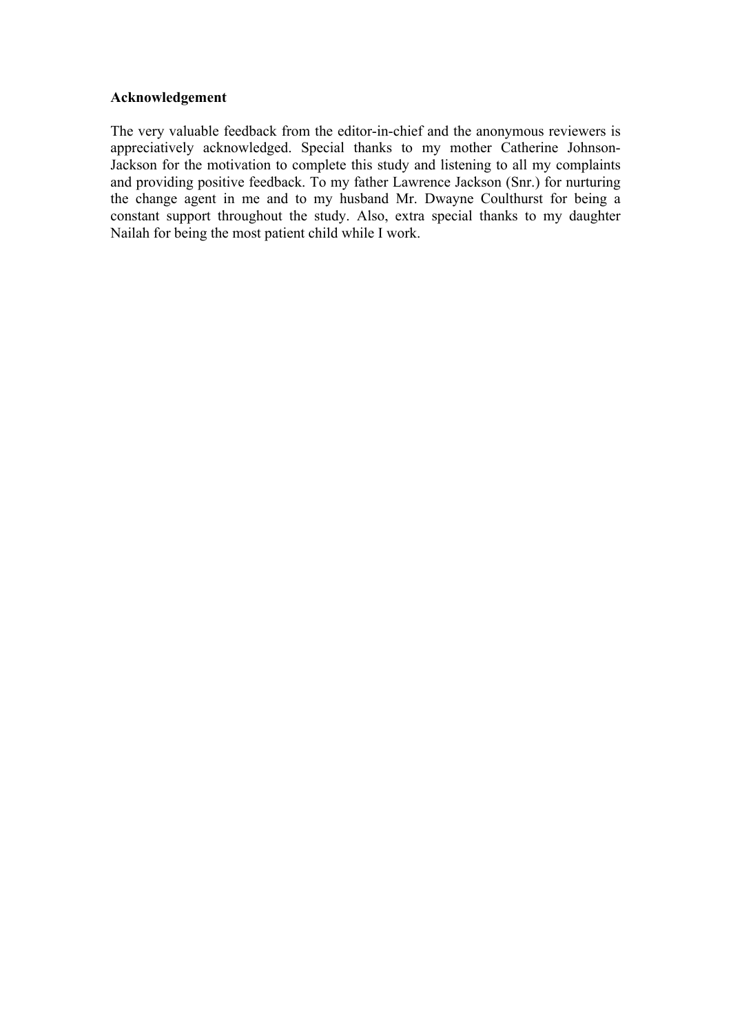**Acknowledgement**

The very valuable feedback from the editor-in-chief and the anonymous reviewers is appreciatively acknowledged. Special thanks to my mother Catherine Johnson-Jackson for the motivation to complete this study and listening to all my complaints and providing positive feedback. To my father Lawrence Jackson (Snr.) for nurturing the change agent in me and to my husband Mr. Dwayne Coulthurst for being a constant support throughout the study. Also, extra special thanks to my daughter Nailah for being the most patient child while I work.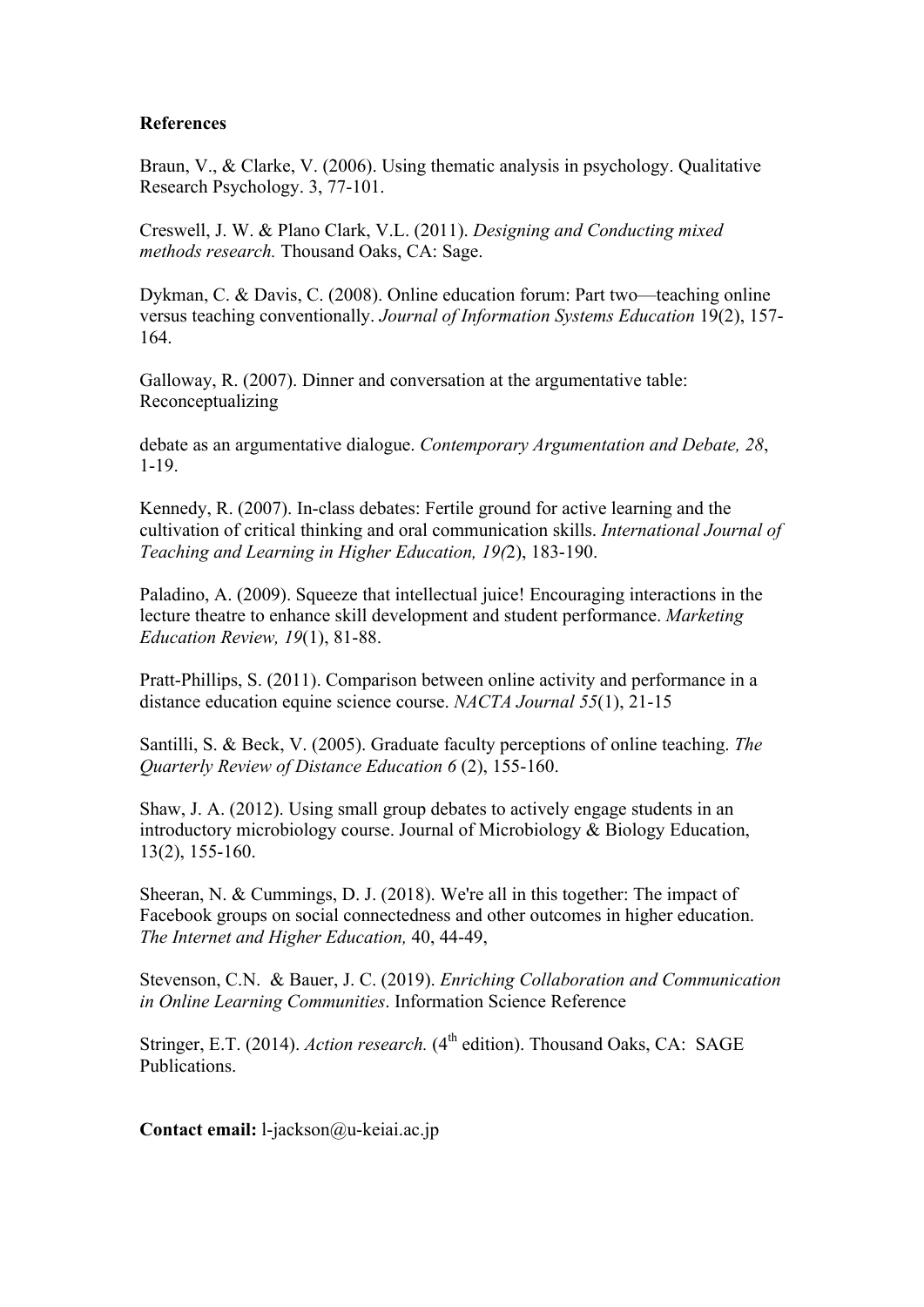**References**

Braun, V., & Clarke, V. (2006). Using thematic analysis in psychology. Qualitative Research Psychology. 3, 77-101.

Creswell, J. W. & Plano Clark, V.L. (2011). *Designing and Conducting mixed methods research.* Thousand Oaks, CA: Sage.

Dykman, C. & Davis, C. (2008). Online education forum: Part two—teaching online versus teaching conventionally. *Journal of Information Systems Education* 19(2), 157-164.

Galloway, R. (2007). Dinner and conversation at the argumentative table: Reconceptualizing

debate as an argumentative dialogue. *Contemporary Argumentation and Debate, 28*, 1-19.

Kennedy, R. (2007). In-class debates: Fertile ground for active learning and the cultivation of critical thinking and oral communication skills. *International Journal of Teaching and Learning in Higher Education, 19(*2), 183-190.

Paladino, A. (2009). Squeeze that intellectual juice! Encouraging interactions in the lecture theatre to enhance skill development and student performance. *Marketing Education Review, 19*(1), 81-88.

Pratt-Phillips, S. (2011). Comparison between online activity and performance in a distance education equine science course. *NACTA Journal 55*(1), 21-15

Santilli, S. & Beck, V. (2005). Graduate faculty perceptions of online teaching. *The Quarterly Review of Distance Education 6* (2), 155-160.

Shaw, J. A. (2012). Using small group debates to actively engage students in an introductory microbiology course. Journal of Microbiology & Biology Education, 13(2), 155-160.

Sheeran, N. & Cummings, D. J. (2018). We're all in this together: The impact of Facebook groups on social connectedness and other outcomes in higher education. *The Internet and Higher Education,* 40, 44-49,

Stevenson, C.N. & Bauer, J. C. (2019). *Enriching Collaboration and Communication in Online Learning Communities*. Information Science Reference

Stringer, E.T. (2014). *Action research.* (4th edition). Thousand Oaks, CA: SAGE Publications.

**Contact email:** l-jackson@u-keiai.ac.jp